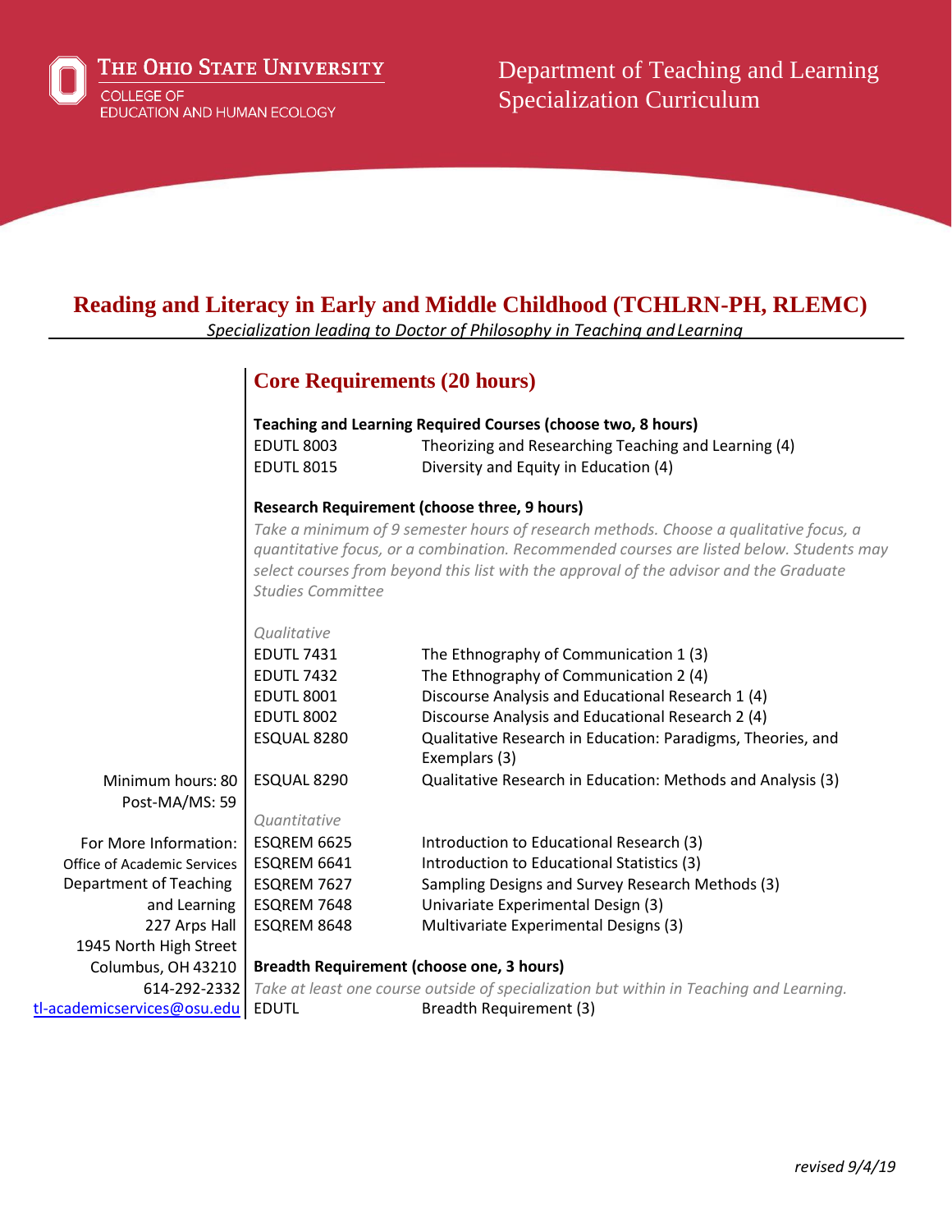The Ohio State University
College of Education and Human Ecology

Department of Teaching and Learning
Specialization Curriculum

# Reading and Literacy in Early and Middle Childhood (TCHLRN-PH, RLEMC)

*Specialization leading to Doctor of Philosophy in Teaching and Learning*

Minimum hours: 80
Post-MA/MS: 59

For More Information:
Office of Academic Services
Department of Teaching and Learning
227 Arps Hall
1945 North High Street
Columbus, OH 43210
614-292-2332
tl-academicservices@osu.edu

## Core Requirements (20 hours)

**Teaching and Learning Required Courses (choose two, 8 hours)**

| | |
|---|---|
| EDUTL 8003 | Theorizing and Researching Teaching and Learning (4) |
| EDUTL 8015 | Diversity and Equity in Education (4) |

**Research Requirement (choose three, 9 hours)**

*Take a minimum of 9 semester hours of research methods. Choose a qualitative focus, a quantitative focus, or a combination. Recommended courses are listed below. Students may select courses from beyond this list with the approval of the advisor and the Graduate Studies Committee*

*Qualitative*

| | |
|---|---|
| EDUTL 7431 | The Ethnography of Communication 1 (3) |
| EDUTL 7432 | The Ethnography of Communication 2 (4) |
| EDUTL 8001 | Discourse Analysis and Educational Research 1 (4) |
| EDUTL 8002 | Discourse Analysis and Educational Research 2 (4) |
| ESQUAL 8280 | Qualitative Research in Education: Paradigms, Theories, and Exemplars (3) |
| ESQUAL 8290 | Qualitative Research in Education: Methods and Analysis (3) |

*Quantitative*

| | |
|---|---|
| ESQREM 6625 | Introduction to Educational Research (3) |
| ESQREM 6641 | Introduction to Educational Statistics (3) |
| ESQREM 7627 | Sampling Designs and Survey Research Methods (3) |
| ESQREM 7648 | Univariate Experimental Design (3) |
| ESQREM 8648 | Multivariate Experimental Designs (3) |

**Breadth Requirement (choose one, 3 hours)**

*Take at least one course outside of specialization but within in Teaching and Learning.*

| | |
|---|---|
| EDUTL | Breadth Requirement (3) |

*revised 9/4/19*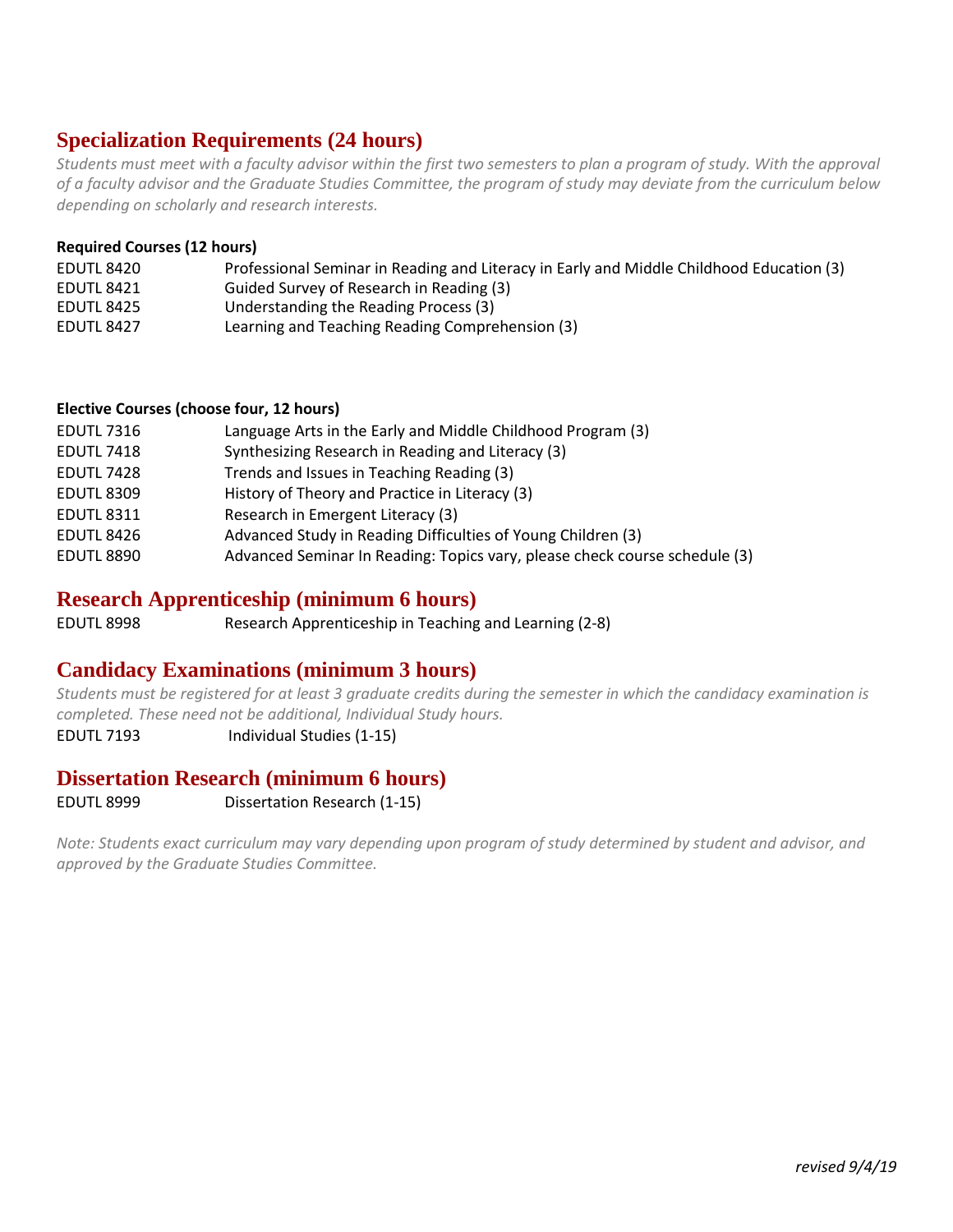## Specialization Requirements (24 hours)

*Students must meet with a faculty advisor within the first two semesters to plan a program of study. With the approval of a faculty advisor and the Graduate Studies Committee, the program of study may deviate from the curriculum below depending on scholarly and research interests.*

**Required Courses (12 hours)**

| | |
|---|---|
| EDUTL 8420 | Professional Seminar in Reading and Literacy in Early and Middle Childhood Education (3) |
| EDUTL 8421 | Guided Survey of Research in Reading (3) |
| EDUTL 8425 | Understanding the Reading Process (3) |
| EDUTL 8427 | Learning and Teaching Reading Comprehension (3) |

**Elective Courses (choose four, 12 hours)**

| | |
|---|---|
| EDUTL 7316 | Language Arts in the Early and Middle Childhood Program (3) |
| EDUTL 7418 | Synthesizing Research in Reading and Literacy (3) |
| EDUTL 7428 | Trends and Issues in Teaching Reading (3) |
| EDUTL 8309 | History of Theory and Practice in Literacy (3) |
| EDUTL 8311 | Research in Emergent Literacy (3) |
| EDUTL 8426 | Advanced Study in Reading Difficulties of Young Children (3) |
| EDUTL 8890 | Advanced Seminar In Reading: Topics vary, please check course schedule (3) |

## Research Apprenticeship (minimum 6 hours)

EDUTL 8998 Research Apprenticeship in Teaching and Learning (2-8)

## Candidacy Examinations (minimum 3 hours)

*Students must be registered for at least 3 graduate credits during the semester in which the candidacy examination is completed. These need not be additional, Individual Study hours.*

EDUTL 7193 Individual Studies (1-15)

## Dissertation Research (minimum 6 hours)

EDUTL 8999 Dissertation Research (1-15)

*Note: Students exact curriculum may vary depending upon program of study determined by student and advisor, and approved by the Graduate Studies Committee.*

*revised 9/4/19*